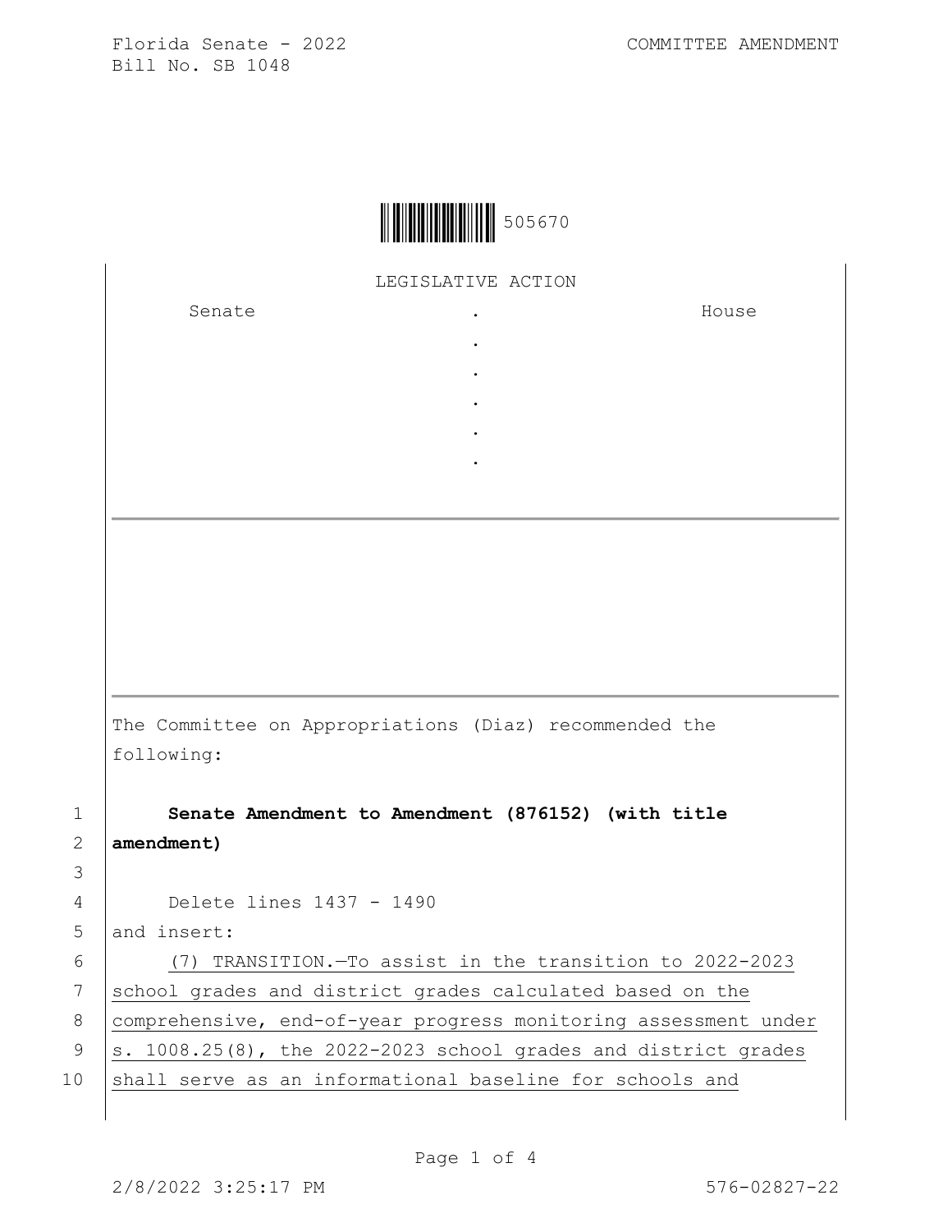Florida Senate - 2022 COMMITTEE AMENDMENT
Bill No. SB 1048

505670

LEGISLATIVE ACTION

| Senate | . | House |
|---|---|---|
| | . | |
| | . | |
| | . | |
| | . | |
| | . | |

The Committee on Appropriations (Diaz) recommended the following:

1 **Senate Amendment to Amendment (876152) (with title**
2 **amendment)**
3
4 Delete lines 1437 - 1490
5 and insert:
6 (7) TRANSITION.—To assist in the transition to 2022-2023
7 school grades and district grades calculated based on the
8 comprehensive, end-of-year progress monitoring assessment under
9 s. 1008.25(8), the 2022-2023 school grades and district grades
10 shall serve as an informational baseline for schools and

2/8/2022 3:25:17 PM 576-02827-22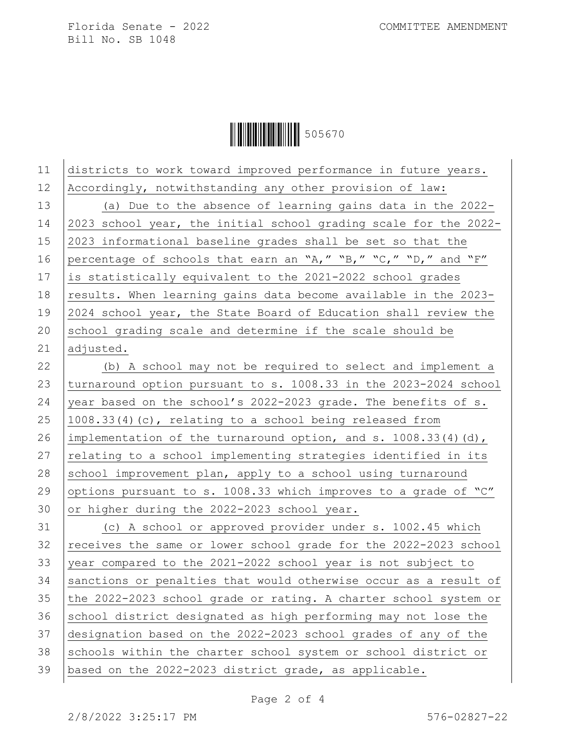districts to work toward improved performance in future years. Accordingly, notwithstanding any other provision of law:

(a) Due to the absence of learning gains data in the 2022-2023 school year, the initial school grading scale for the 2022-2023 informational baseline grades shall be set so that the percentage of schools that earn an "A," "B," "C," "D," and "F" is statistically equivalent to the 2021-2022 school grades results. When learning gains data become available in the 2023-2024 school year, the State Board of Education shall review the school grading scale and determine if the scale should be adjusted.

(b) A school may not be required to select and implement a turnaround option pursuant to s. 1008.33 in the 2023-2024 school year based on the school's 2022-2023 grade. The benefits of s. 1008.33(4)(c), relating to a school being released from implementation of the turnaround option, and s. 1008.33(4)(d), relating to a school implementing strategies identified in its school improvement plan, apply to a school using turnaround options pursuant to s. 1008.33 which improves to a grade of "C" or higher during the 2022-2023 school year.

(c) A school or approved provider under s. 1002.45 which receives the same or lower school grade for the 2022-2023 school year compared to the 2021-2022 school year is not subject to sanctions or penalties that would otherwise occur as a result of the 2022-2023 school grade or rating. A charter school system or school district designated as high performing may not lose the designation based on the 2022-2023 school grades of any of the schools within the charter school system or school district or based on the 2022-2023 district grade, as applicable.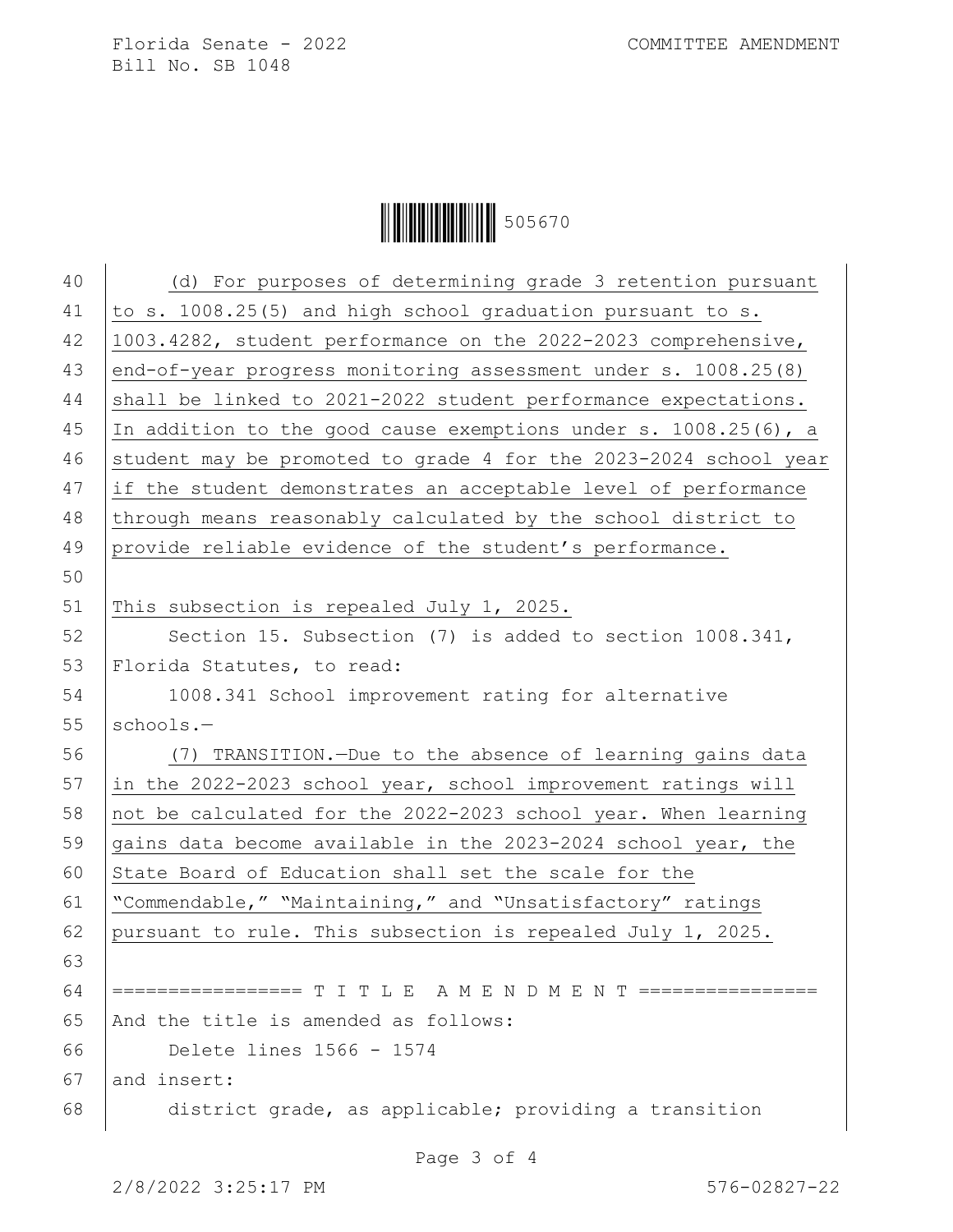(d) For purposes of determining grade 3 retention pursuant to s. 1008.25(5) and high school graduation pursuant to s. 1003.4282, student performance on the 2022-2023 comprehensive, end-of-year progress monitoring assessment under s. 1008.25(8) shall be linked to 2021-2022 student performance expectations. In addition to the good cause exemptions under s. 1008.25(6), a student may be promoted to grade 4 for the 2023-2024 school year if the student demonstrates an acceptable level of performance through means reasonably calculated by the school district to provide reliable evidence of the student's performance.

This subsection is repealed July 1, 2025.

Section 15. Subsection (7) is added to section 1008.341, Florida Statutes, to read:

1008.341 School improvement rating for alternative schools.—

(7) TRANSITION.—Due to the absence of learning gains data in the 2022-2023 school year, school improvement ratings will not be calculated for the 2022-2023 school year. When learning gains data become available in the 2023-2024 school year, the State Board of Education shall set the scale for the "Commendable," "Maintaining," and "Unsatisfactory" ratings pursuant to rule. This subsection is repealed July 1, 2025.

================= T I T L E  A M E N D M E N T ================

And the title is amended as follows:

Delete lines 1566 - 1574

and insert:

district grade, as applicable; providing a transition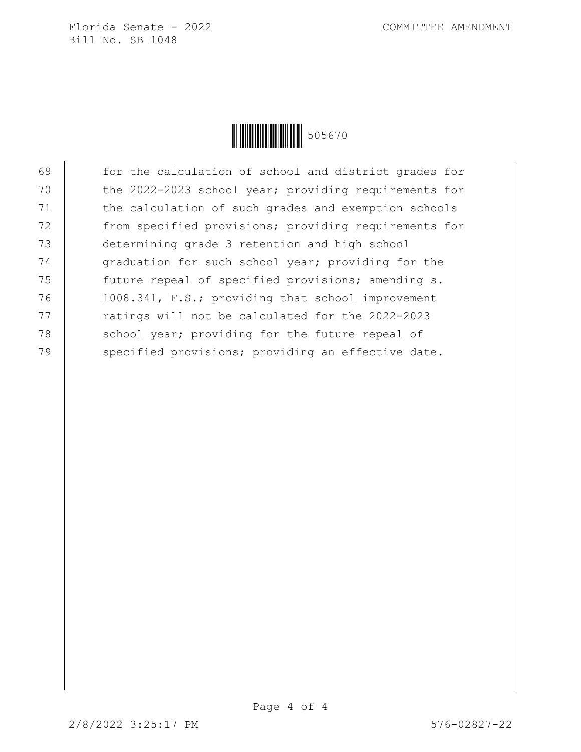69 for the calculation of school and district grades for
70 the 2022-2023 school year; providing requirements for
71 the calculation of such grades and exemption schools
72 from specified provisions; providing requirements for
73 determining grade 3 retention and high school
74 graduation for such school year; providing for the
75 future repeal of specified provisions; amending s.
76 1008.341, F.S.; providing that school improvement
77 ratings will not be calculated for the 2022-2023
78 school year; providing for the future repeal of
79 specified provisions; providing an effective date.